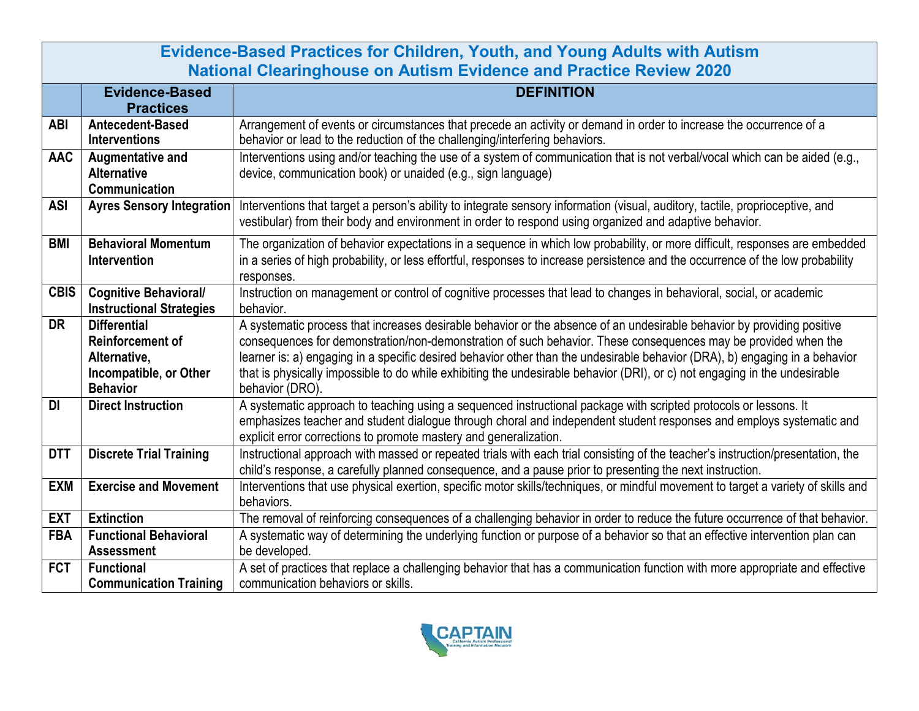# Evidence-Based Practices for Children, Youth, and Young Adults with Autism
## National Clearinghouse on Autism Evidence and Practice Review 2020

| | Evidence-Based Practices | DEFINITION |
|---|---|---|
| **ABI** | **Antecedent-Based Interventions** | Arrangement of events or circumstances that precede an activity or demand in order to increase the occurrence of a behavior or lead to the reduction of the challenging/interfering behaviors. |
| **AAC** | **Augmentative and Alternative Communication** | Interventions using and/or teaching the use of a system of communication that is not verbal/vocal which can be aided (e.g., device, communication book) or unaided (e.g., sign language) |
| **ASI** | **Ayres Sensory Integration** | Interventions that target a person's ability to integrate sensory information (visual, auditory, tactile, proprioceptive, and vestibular) from their body and environment in order to respond using organized and adaptive behavior. |
| **BMI** | **Behavioral Momentum Intervention** | The organization of behavior expectations in a sequence in which low probability, or more difficult, responses are embedded in a series of high probability, or less effortful, responses to increase persistence and the occurrence of the low probability responses. |
| **CBIS** | **Cognitive Behavioral/ Instructional Strategies** | Instruction on management or control of cognitive processes that lead to changes in behavioral, social, or academic behavior. |
| **DR** | **Differential Reinforcement of Alternative, Incompatible, or Other Behavior** | A systematic process that increases desirable behavior or the absence of an undesirable behavior by providing positive consequences for demonstration/non-demonstration of such behavior. These consequences may be provided when the learner is: a) engaging in a specific desired behavior other than the undesirable behavior (DRA), b) engaging in a behavior that is physically impossible to do while exhibiting the undesirable behavior (DRI), or c) not engaging in the undesirable behavior (DRO). |
| **DI** | **Direct Instruction** | A systematic approach to teaching using a sequenced instructional package with scripted protocols or lessons. It emphasizes teacher and student dialogue through choral and independent student responses and employs systematic and explicit error corrections to promote mastery and generalization. |
| **DTT** | **Discrete Trial Training** | Instructional approach with massed or repeated trials with each trial consisting of the teacher's instruction/presentation, the child's response, a carefully planned consequence, and a pause prior to presenting the next instruction. |
| **EXM** | **Exercise and Movement** | Interventions that use physical exertion, specific motor skills/techniques, or mindful movement to target a variety of skills and behaviors. |
| **EXT** | **Extinction** | The removal of reinforcing consequences of a challenging behavior in order to reduce the future occurrence of that behavior. |
| **FBA** | **Functional Behavioral Assessment** | A systematic way of determining the underlying function or purpose of a behavior so that an effective intervention plan can be developed. |
| **FCT** | **Functional Communication Training** | A set of practices that replace a challenging behavior that has a communication function with more appropriate and effective communication behaviors or skills. |

CAPTAIN California Autism Professional Training and Information Network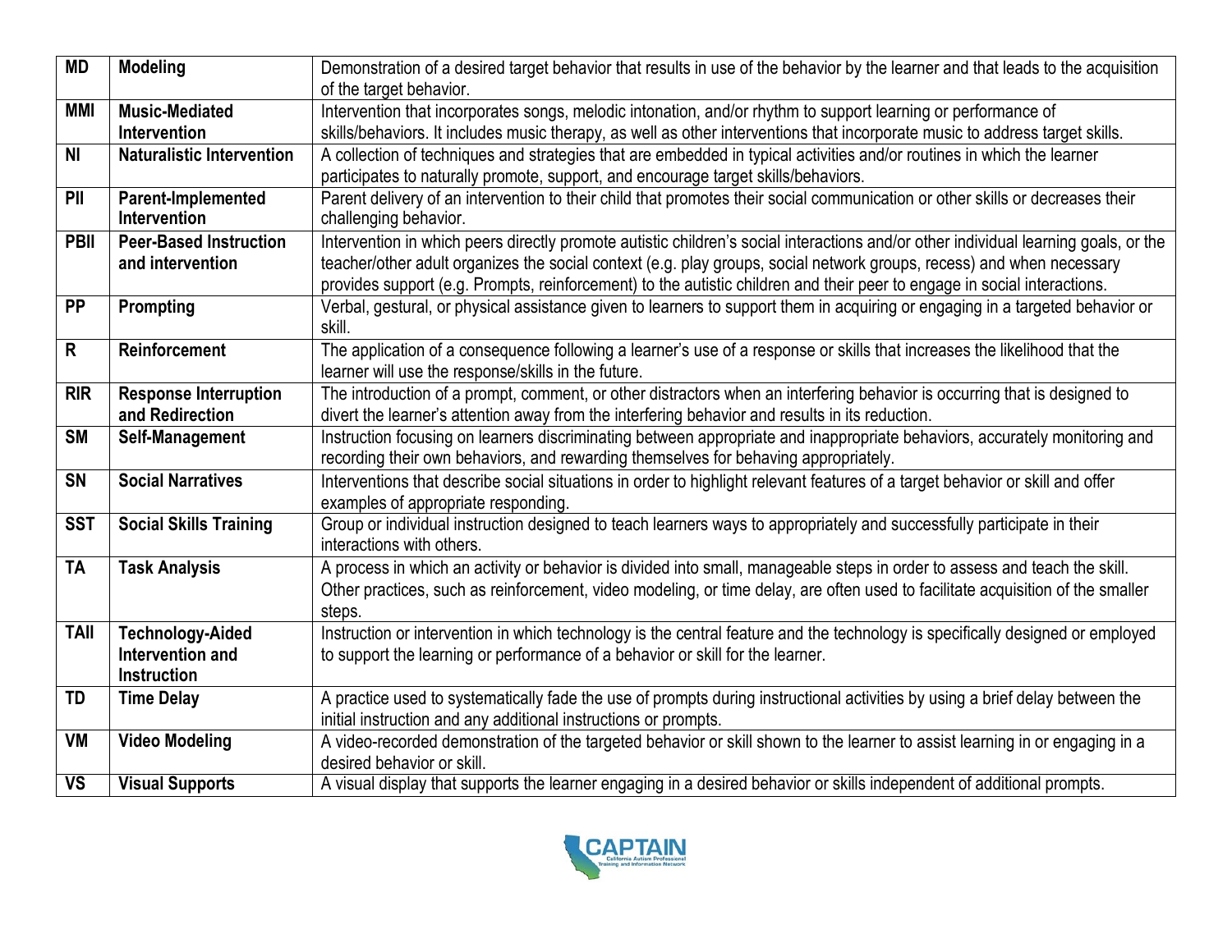| | | |
|---|---|---|
| **MD** | **Modeling** | Demonstration of a desired target behavior that results in use of the behavior by the learner and that leads to the acquisition of the target behavior. |
| **MMI** | **Music-Mediated Intervention** | Intervention that incorporates songs, melodic intonation, and/or rhythm to support learning or performance of skills/behaviors. It includes music therapy, as well as other interventions that incorporate music to address target skills. |
| **NI** | **Naturalistic Intervention** | A collection of techniques and strategies that are embedded in typical activities and/or routines in which the learner participates to naturally promote, support, and encourage target skills/behaviors. |
| **PII** | **Parent-Implemented Intervention** | Parent delivery of an intervention to their child that promotes their social communication or other skills or decreases their challenging behavior. |
| **PBII** | **Peer-Based Instruction and intervention** | Intervention in which peers directly promote autistic children's social interactions and/or other individual learning goals, or the teacher/other adult organizes the social context (e.g. play groups, social network groups, recess) and when necessary provides support (e.g. Prompts, reinforcement) to the autistic children and their peer to engage in social interactions. |
| **PP** | **Prompting** | Verbal, gestural, or physical assistance given to learners to support them in acquiring or engaging in a targeted behavior or skill. |
| **R** | **Reinforcement** | The application of a consequence following a learner's use of a response or skills that increases the likelihood that the learner will use the response/skills in the future. |
| **RIR** | **Response Interruption and Redirection** | The introduction of a prompt, comment, or other distractors when an interfering behavior is occurring that is designed to divert the learner's attention away from the interfering behavior and results in its reduction. |
| **SM** | **Self-Management** | Instruction focusing on learners discriminating between appropriate and inappropriate behaviors, accurately monitoring and recording their own behaviors, and rewarding themselves for behaving appropriately. |
| **SN** | **Social Narratives** | Interventions that describe social situations in order to highlight relevant features of a target behavior or skill and offer examples of appropriate responding. |
| **SST** | **Social Skills Training** | Group or individual instruction designed to teach learners ways to appropriately and successfully participate in their interactions with others. |
| **TA** | **Task Analysis** | A process in which an activity or behavior is divided into small, manageable steps in order to assess and teach the skill. Other practices, such as reinforcement, video modeling, or time delay, are often used to facilitate acquisition of the smaller steps. |
| **TAII** | **Technology-Aided Intervention and Instruction** | Instruction or intervention in which technology is the central feature and the technology is specifically designed or employed to support the learning or performance of a behavior or skill for the learner. |
| **TD** | **Time Delay** | A practice used to systematically fade the use of prompts during instructional activities by using a brief delay between the initial instruction and any additional instructions or prompts. |
| **VM** | **Video Modeling** | A video-recorded demonstration of the targeted behavior or skill shown to the learner to assist learning in or engaging in a desired behavior or skill. |
| **VS** | **Visual Supports** | A visual display that supports the learner engaging in a desired behavior or skills independent of additional prompts. |

CAPTAIN
California Autism Professional Training and Information Network